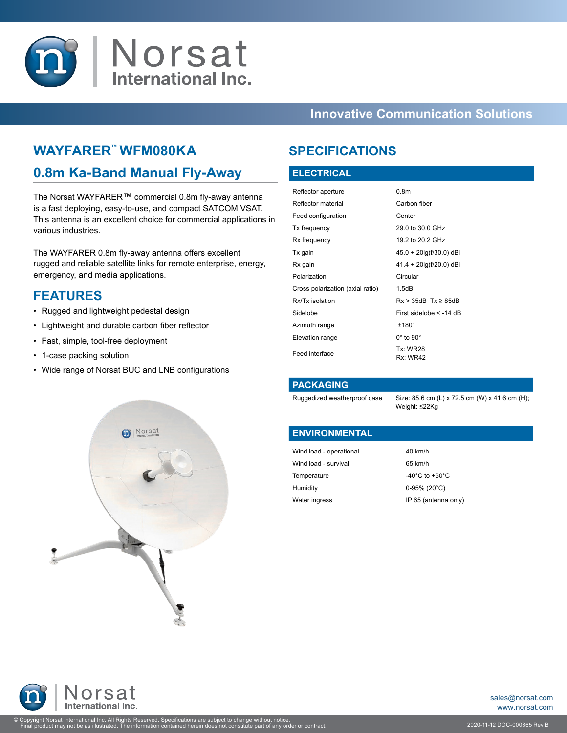# Norsat International Inc.

**Innovative Communication Solutions**

## WAYFARER™ WFM080KA

## 0.8m Ka-Band Manual Fly-Away

The Norsat WAYFARER™ commercial 0.8m fly-away antenna is a fast deploying, easy-to-use, and compact SATCOM VSAT. This antenna is an excellent choice for commercial applications in various industries.

The WAYFARER 0.8m fly-away antenna offers excellent rugged and reliable satellite links for remote enterprise, energy, emergency, and media applications.

## FEATURES

- Rugged and lightweight pedestal design
- Lightweight and durable carbon fiber reflector
- Fast, simple, tool-free deployment
- 1-case packing solution
- Wide range of Norsat BUC and LNB configurations

## SPECIFICATIONS

### ELECTRICAL

| | |
|---|---|
| Reflector aperture | 0.8m |
| Reflector material | Carbon fiber |
| Feed configuration | Center |
| Tx frequency | 29.0 to 30.0 GHz |
| Rx frequency | 19.2 to 20.2 GHz |
| Tx gain | 45.0 + 20lg(f/30.0) dBi |
| Rx gain | 41.4 + 20lg(f/20.0) dBi |
| Polarization | Circular |
| Cross polarization (axial ratio) | 1.5dB |
| Rx/Tx isolation | Rx > 35dB Tx ≥ 85dB |
| Sidelobe | First sidelobe < -14 dB |
| Azimuth range | ±180° |
| Elevation range | 0° to 90° |
| Feed interface | Tx: WR28<br>Rx: WR42 |

### PACKAGING

| | |
|---|---|
| Ruggedized weatherproof case | Size: 85.6 cm (L) x 72.5 cm (W) x 41.6 cm (H);<br>Weight: ≤22Kg |

### ENVIRONMENTAL

| | |
|---|---|
| Wind load - operational | 40 km/h |
| Wind load - survival | 65 km/h |
| Temperature | -40°C to +60°C |
| Humidity | 0-95% (20°C) |
| Water ingress | IP 65 (antenna only) |

sales@norsat.com
www.norsat.com

© Copyright Norsat International Inc. All Rights Reserved. Specifications are subject to change without notice.
Final product may not be as illustrated. The information contained herein does not constitute part of any order or contract.

2020-11-12 DOC-000865 Rev B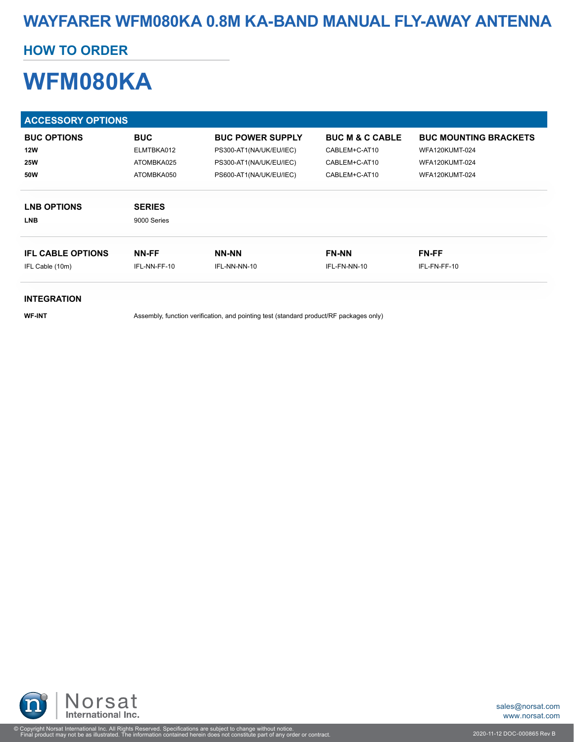# WAYFARER WFM080KA 0.8M KA-BAND MANUAL FLY-AWAY ANTENNA

## HOW TO ORDER

# WFM080KA

### ACCESSORY OPTIONS

| BUC OPTIONS | BUC | BUC POWER SUPPLY | BUC M & C CABLE | BUC MOUNTING BRACKETS |
|---|---|---|---|---|
| **12W** | ELMTBKA012 | PS300-AT1(NA/UK/EU/IEC) | CABLEM+C-AT10 | WFA120KUMT-024 |
| **25W** | ATOMBKA025 | PS300-AT1(NA/UK/EU/IEC) | CABLEM+C-AT10 | WFA120KUMT-024 |
| **50W** | ATOMBKA050 | PS600-AT1(NA/UK/EU/IEC) | CABLEM+C-AT10 | WFA120KUMT-024 |

| LNB OPTIONS | SERIES |
|---|---|
| **LNB** | 9000 Series |

| IFL CABLE OPTIONS | NN-FF | NN-NN | FN-NN | FN-FF |
|---|---|---|---|---|
| IFL Cable (10m) | IFL-NN-FF-10 | IFL-NN-NN-10 | IFL-FN-NN-10 | IFL-FN-FF-10 |

| INTEGRATION | |
|---|---|
| **WF-INT** | Assembly, function verification, and pointing test (standard product/RF packages only) |

Norsat International Inc.

sales@norsat.com
www.norsat.com

© Copyright Norsat International Inc. All Rights Reserved. Specifications are subject to change without notice.
Final product may not be as illustrated. The information contained herein does not constitute part of any order or contract.

2020-11-12 DOC-000865 Rev B